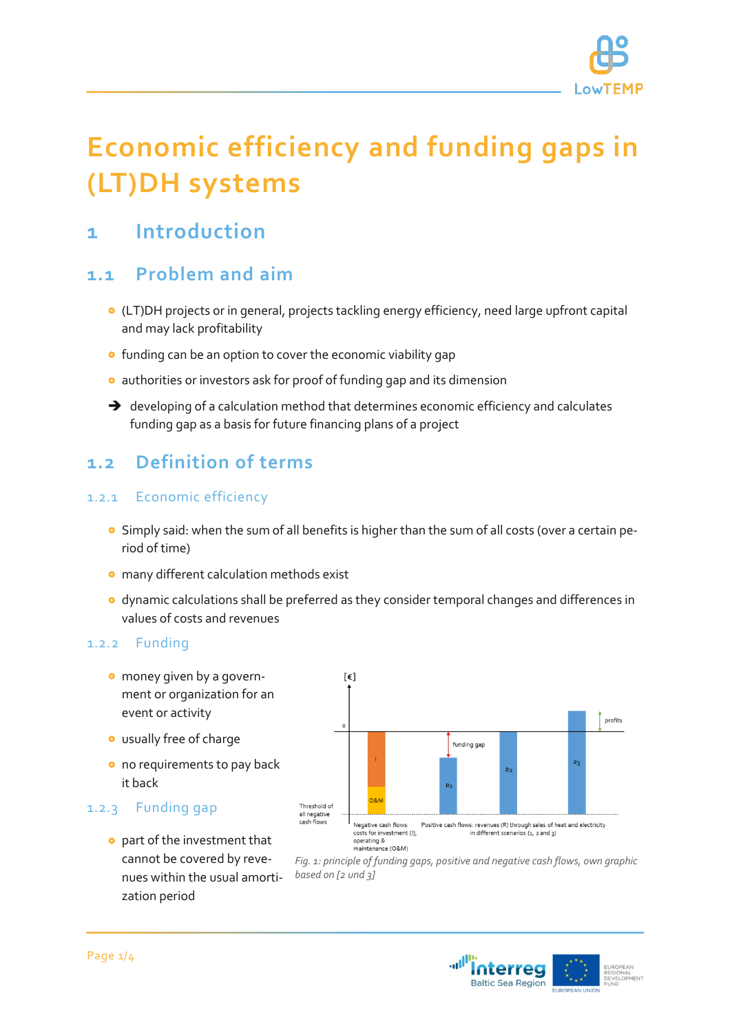# Economic efficiency and funding gaps in (LT)DH systems

## 1 Introduction

### 1.1 Problem and aim

- (LT)DH projects or in general, projects tackling energy efficiency, need large upfront capital and may lack profitability
- funding can be an option to cover the economic viability gap
- authorities or investors ask for proof of funding gap and its dimension

➔ developing of a calculation method that determines economic efficiency and calculates funding gap as a basis for future financing plans of a project

### 1.2 Definition of terms

#### 1.2.1 Economic efficiency

- Simply said: when the sum of all benefits is higher than the sum of all costs (over a certain period of time)
- many different calculation methods exist
- dynamic calculations shall be preferred as they consider temporal changes and differences in values of costs and revenues

#### 1.2.2 Funding

- money given by a government or organization for an event or activity
- usually free of charge
- no requirements to pay back it back

#### 1.2.3 Funding gap

- part of the investment that cannot be covered by revenues within the usual amortization period

*Fig. 1: principle of funding gaps, positive and negative cash flows, own graphic based on [2 und 3]*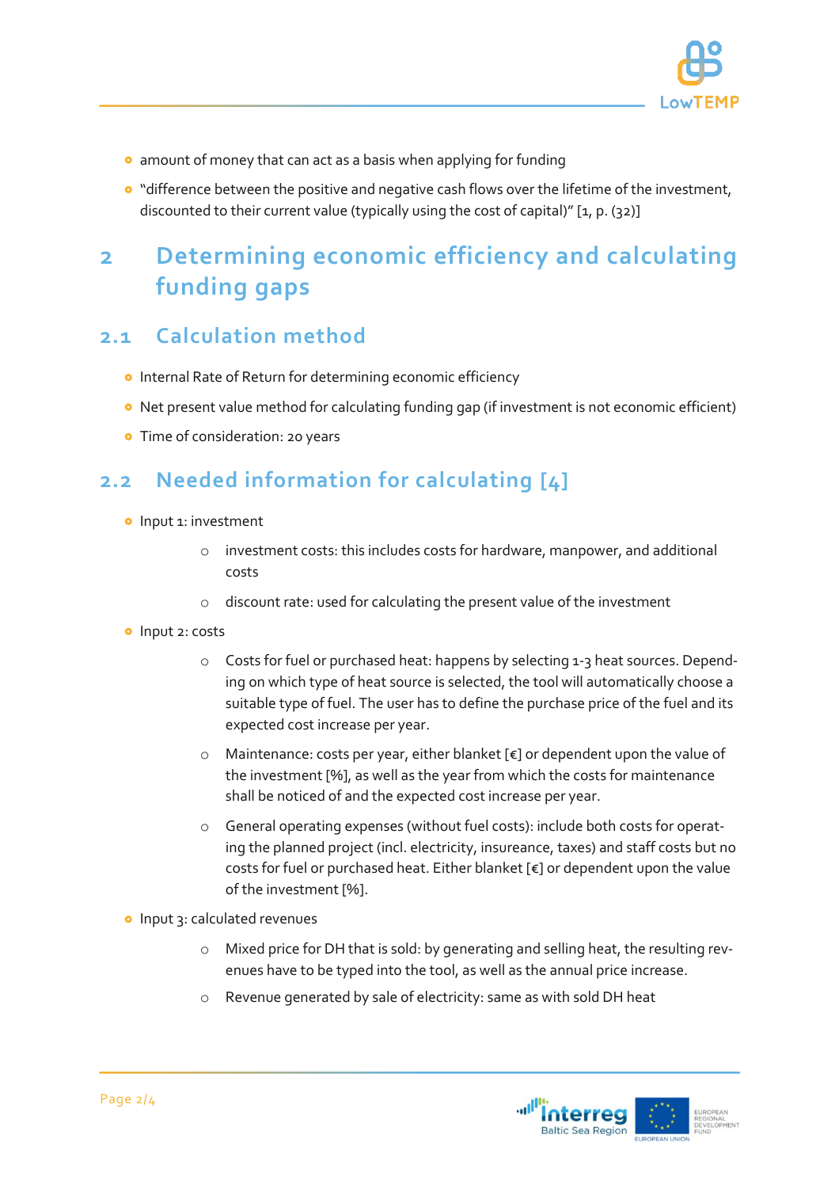- amount of money that can act as a basis when applying for funding
- "difference between the positive and negative cash flows over the lifetime of the investment, discounted to their current value (typically using the cost of capital)" [1, p. (32)]

# 2 Determining economic efficiency and calculating funding gaps

## 2.1 Calculation method

- Internal Rate of Return for determining economic efficiency
- Net present value method for calculating funding gap (if investment is not economic efficient)
- Time of consideration: 20 years

## 2.2 Needed information for calculating [4]

- Input 1: investment
  - investment costs: this includes costs for hardware, manpower, and additional costs
  - discount rate: used for calculating the present value of the investment
- Input 2: costs
  - Costs for fuel or purchased heat: happens by selecting 1-3 heat sources. Depending on which type of heat source is selected, the tool will automatically choose a suitable type of fuel. The user has to define the purchase price of the fuel and its expected cost increase per year.
  - Maintenance: costs per year, either blanket [€] or dependent upon the value of the investment [%], as well as the year from which the costs for maintenance shall be noticed of and the expected cost increase per year.
  - General operating expenses (without fuel costs): include both costs for operating the planned project (incl. electricity, insureance, taxes) and staff costs but no costs for fuel or purchased heat. Either blanket [€] or dependent upon the value of the investment [%].
- Input 3: calculated revenues
  - Mixed price for DH that is sold: by generating and selling heat, the resulting revenues have to be typed into the tool, as well as the annual price increase.
  - Revenue generated by sale of electricity: same as with sold DH heat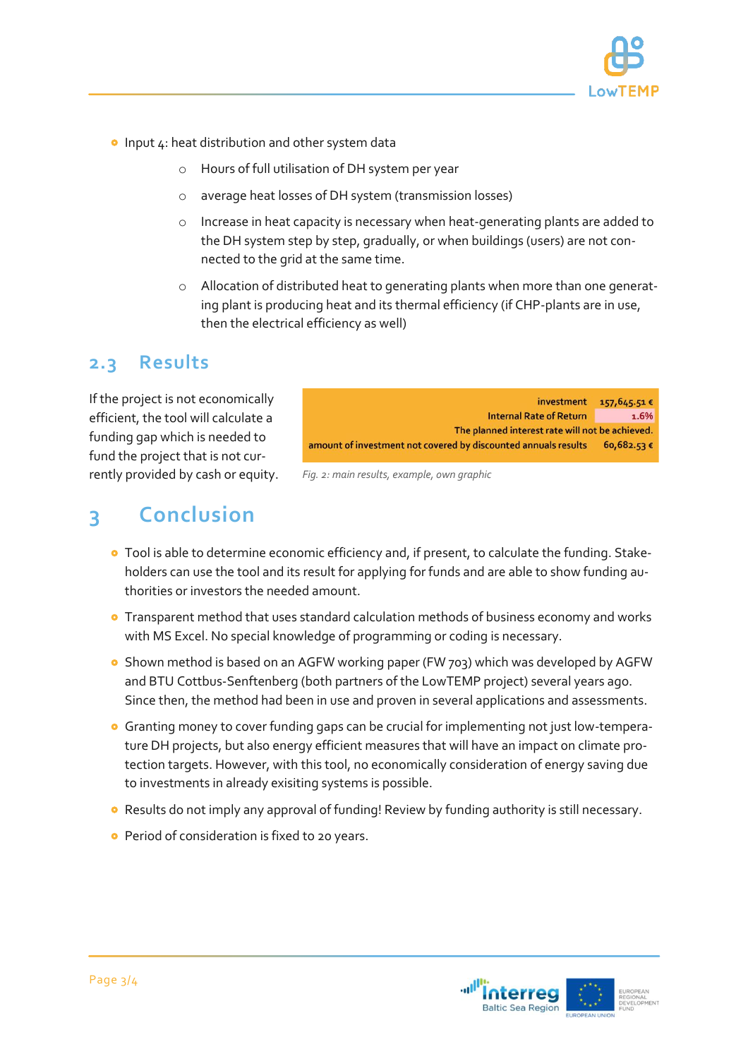- Input 4: heat distribution and other system data
  - Hours of full utilisation of DH system per year
  - average heat losses of DH system (transmission losses)
  - Increase in heat capacity is necessary when heat-generating plants are added to the DH system step by step, gradually, or when buildings (users) are not connected to the grid at the same time.
  - Allocation of distributed heat to generating plants when more than one generating plant is producing heat and its thermal efficiency (if CHP-plants are in use, then the electrical efficiency as well)

## 2.3 Results

If the project is not economically efficient, the tool will calculate a funding gap which is needed to fund the project that is not currently provided by cash or equity.

| | |
|---|---|
| investment | 157,645.51 € |
| Internal Rate of Return | 1.6% |
| The planned interest rate will not be achieved. | |
| amount of investment not covered by discounted annuals results | 60,682.53 € |

*Fig. 2: main results, example, own graphic*

# 3 Conclusion

- Tool is able to determine economic efficiency and, if present, to calculate the funding. Stakeholders can use the tool and its result for applying for funds and are able to show funding authorities or investors the needed amount.
- Transparent method that uses standard calculation methods of business economy and works with MS Excel. No special knowledge of programming or coding is necessary.
- Shown method is based on an AGFW working paper (FW 703) which was developed by AGFW and BTU Cottbus-Senftenberg (both partners of the LowTEMP project) several years ago. Since then, the method had been in use and proven in several applications and assessments.
- Granting money to cover funding gaps can be crucial for implementing not just low-temperature DH projects, but also energy efficient measures that will have an impact on climate protection targets. However, with this tool, no economically consideration of energy saving due to investments in already exisiting systems is possible.
- Results do not imply any approval of funding! Review by funding authority is still necessary.
- Period of consideration is fixed to 20 years.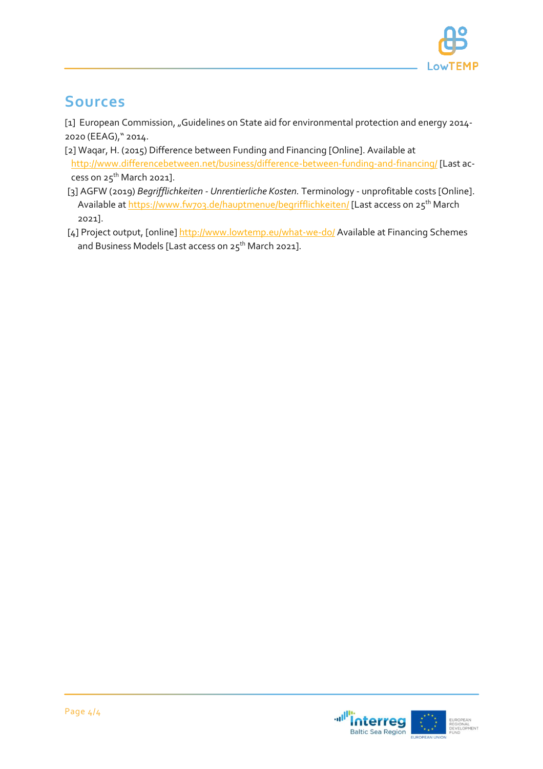## Sources

[1] European Commission, „Guidelines on State aid for environmental protection and energy 2014-2020 (EEAG)," 2014.

[2] Waqar, H. (2015) Difference between Funding and Financing [Online]. Available at http://www.differencebetween.net/business/difference-between-funding-and-financing/ [Last access on 25th March 2021].

[3] AGFW (2019) *Begrifflichkeiten - Unrentierliche Kosten.* Terminology - unprofitable costs [Online]. Available at https://www.fw703.de/hauptmenue/begrifflichkeiten/ [Last access on 25th March 2021].

[4] Project output, [online] http://www.lowtemp.eu/what-we-do/ Available at Financing Schemes and Business Models [Last access on 25th March 2021].